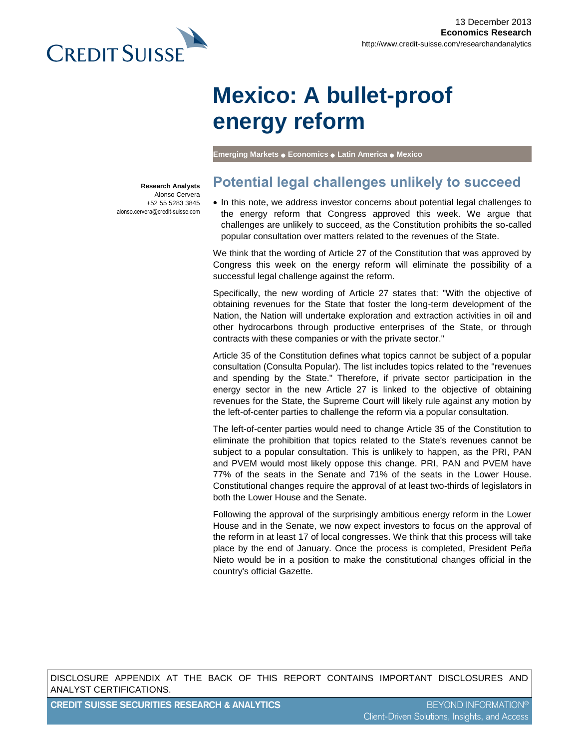13 December 2013
**Economics Research**
http://www.credit-suisse.com/researchandanalytics

# Mexico: A bullet-proof energy reform

**Emerging Markets ● Economics ● Latin America ● Mexico**

**Research Analysts**
Alonso Cervera
+52 55 5283 3845
alonso.cervera@credit-suisse.com

## Potential legal challenges unlikely to succeed

- In this note, we address investor concerns about potential legal challenges to the energy reform that Congress approved this week. We argue that challenges are unlikely to succeed, as the Constitution prohibits the so-called popular consultation over matters related to the revenues of the State.

We think that the wording of Article 27 of the Constitution that was approved by Congress this week on the energy reform will eliminate the possibility of a successful legal challenge against the reform.

Specifically, the new wording of Article 27 states that: "With the objective of obtaining revenues for the State that foster the long-term development of the Nation, the Nation will undertake exploration and extraction activities in oil and other hydrocarbons through productive enterprises of the State, or through contracts with these companies or with the private sector."

Article 35 of the Constitution defines what topics cannot be subject of a popular consultation (Consulta Popular). The list includes topics related to the "revenues and spending by the State." Therefore, if private sector participation in the energy sector in the new Article 27 is linked to the objective of obtaining revenues for the State, the Supreme Court will likely rule against any motion by the left-of-center parties to challenge the reform via a popular consultation.

The left-of-center parties would need to change Article 35 of the Constitution to eliminate the prohibition that topics related to the State's revenues cannot be subject to a popular consultation. This is unlikely to happen, as the PRI, PAN and PVEM would most likely oppose this change. PRI, PAN and PVEM have 77% of the seats in the Senate and 71% of the seats in the Lower House. Constitutional changes require the approval of at least two-thirds of legislators in both the Lower House and the Senate.

Following the approval of the surprisingly ambitious energy reform in the Lower House and in the Senate, we now expect investors to focus on the approval of the reform in at least 17 of local congresses. We think that this process will take place by the end of January. Once the process is completed, President Peña Nieto would be in a position to make the constitutional changes official in the country's official Gazette.

DISCLOSURE APPENDIX AT THE BACK OF THIS REPORT CONTAINS IMPORTANT DISCLOSURES AND ANALYST CERTIFICATIONS.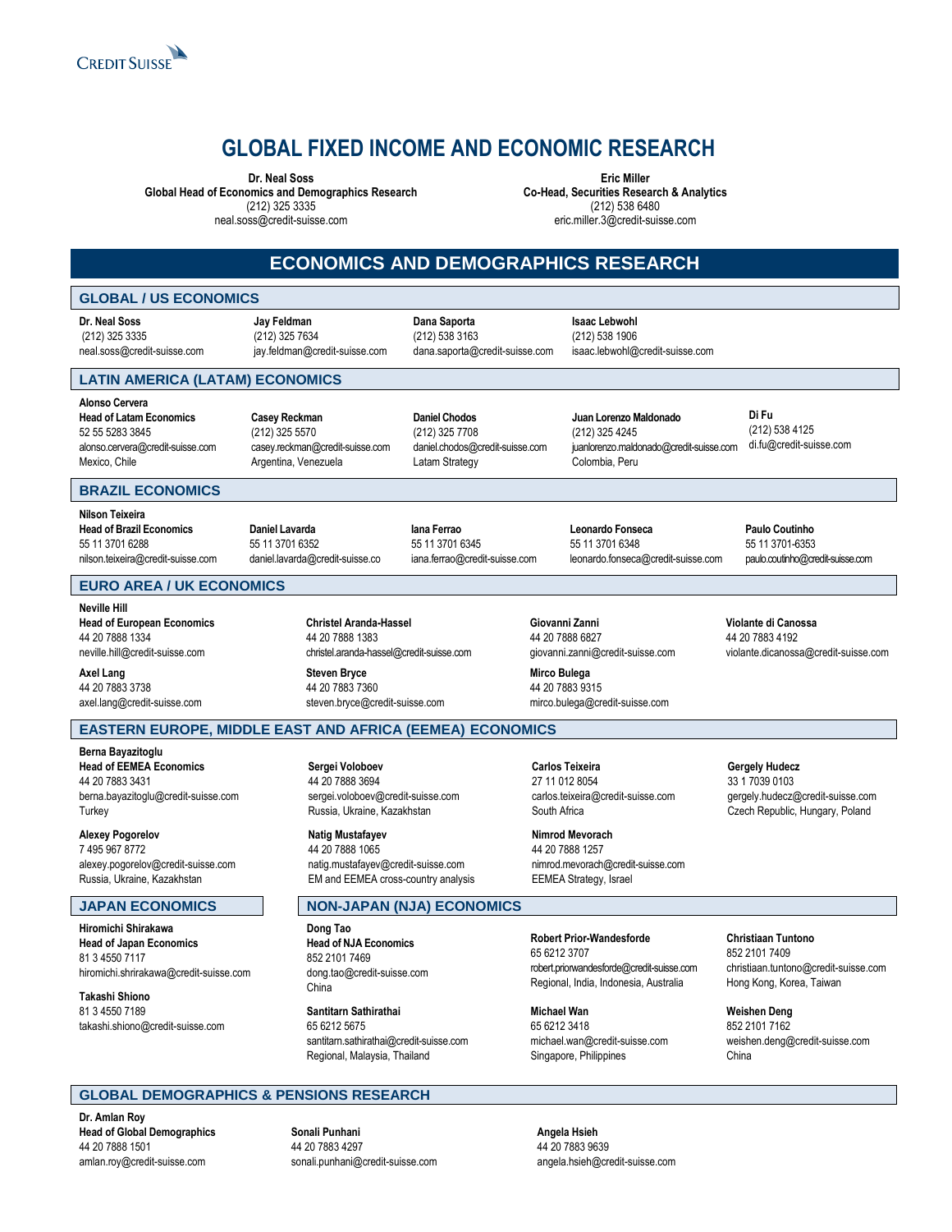# GLOBAL FIXED INCOME AND ECONOMIC RESEARCH

**Dr. Neal Soss**
**Global Head of Economics and Demographics Research**
(212) 325 3335
neal.soss@credit-suisse.com

**Eric Miller**
**Co-Head, Securities Research & Analytics**
(212) 538 6480
eric.miller.3@credit-suisse.com

## ECONOMICS AND DEMOGRAPHICS RESEARCH

### GLOBAL / US ECONOMICS

**Dr. Neal Soss**
(212) 325 3335
neal.soss@credit-suisse.com

**Jay Feldman**
(212) 325 7634
jay.feldman@credit-suisse.com

**Dana Saporta**
(212) 538 3163
dana.saporta@credit-suisse.com

**Isaac Lebwohl**
(212) 538 1906
isaac.lebwohl@credit-suisse.com

### LATIN AMERICA (LATAM) ECONOMICS

**Alonso Cervera**
**Head of Latam Economics**
52 55 5283 3845
alonso.cervera@credit-suisse.com
Mexico, Chile

**Casey Reckman**
(212) 325 5570
casey.reckman@credit-suisse.com
Argentina, Venezuela

**Daniel Chodos**
(212) 325 7708
daniel.chodos@credit-suisse.com
Latam Strategy

**Juan Lorenzo Maldonado**
(212) 325 4245
juanlorenzo.maldonado@credit-suisse.com
Colombia, Peru

**Di Fu**
(212) 538 4125
di.fu@credit-suisse.com

### BRAZIL ECONOMICS

**Nilson Teixeira**
**Head of Brazil Economics**
55 11 3701 6288
nilson.teixeira@credit-suisse.com

**Daniel Lavarda**
55 11 3701 6352
daniel.lavarda@credit-suisse.co

**Iana Ferrao**
55 11 3701 6345
iana.ferrao@credit-suisse.com

**Leonardo Fonseca**
55 11 3701 6348
leonardo.fonseca@credit-suisse.com

**Paulo Coutinho**
55 11 3701-6353
paulo.coutinho@credit-suisse.com

### EURO AREA / UK ECONOMICS

**Neville Hill**
**Head of European Economics**
44 20 7888 1334
neville.hill@credit-suisse.com

**Christel Aranda-Hassel**
44 20 7888 1383
christel.aranda-hassel@credit-suisse.com

**Giovanni Zanni**
44 20 7888 6827
giovanni.zanni@credit-suisse.com

**Violante di Canossa**
44 20 7883 4192
violante.dicanossa@credit-suisse.com

**Axel Lang**
44 20 7883 3738
axel.lang@credit-suisse.com

**Steven Bryce**
44 20 7883 7360
steven.bryce@credit-suisse.com

**Mirco Bulega**
44 20 7883 9315
mirco.bulega@credit-suisse.com

### EASTERN EUROPE, MIDDLE EAST AND AFRICA (EEMEA) ECONOMICS

**Berna Bayazitoglu**
**Head of EEMEA Economics**
44 20 7883 3431
berna.bayazitoglu@credit-suisse.com
Turkey

**Sergei Voloboev**
44 20 7888 3694
sergei.voloboev@credit-suisse.com
Russia, Ukraine, Kazakhstan

**Carlos Teixeira**
27 11 012 8054
carlos.teixeira@credit-suisse.com
South Africa

**Gergely Hudecz**
33 1 7039 0103
gergely.hudecz@credit-suisse.com
Czech Republic, Hungary, Poland

**Alexey Pogorelov**
7 495 967 8772
alexey.pogorelov@credit-suisse.com
Russia, Ukraine, Kazakhstan

**Natig Mustafayev**
44 20 7888 1065
natig.mustafayev@credit-suisse.com
EM and EEMEA cross-country analysis

**Nimrod Mevorach**
44 20 7888 1257
nimrod.mevorach@credit-suisse.com
EEMEA Strategy, Israel

### JAPAN ECONOMICS

**Hiromichi Shirakawa**
**Head of Japan Economics**
81 3 4550 7117
hiromichi.shrirakawa@credit-suisse.com

**Takashi Shiono**
81 3 4550 7189
takashi.shiono@credit-suisse.com

### NON-JAPAN (NJA) ECONOMICS

**Dong Tao**
**Head of NJA Economics**
852 2101 7469
dong.tao@credit-suisse.com
China

**Robert Prior-Wandesforde**
65 6212 3707
robert.priorwandesforde@credit-suisse.com
Regional, India, Indonesia, Australia

**Christiaan Tuntono**
852 2101 7409
christiaan.tuntono@credit-suisse.com
Hong Kong, Korea, Taiwan

**Santitarn Sathirathai**
65 6212 5675
santitarn.sathirathai@credit-suisse.com
Regional, Malaysia, Thailand

**Michael Wan**
65 6212 3418
michael.wan@credit-suisse.com
Singapore, Philippines

**Weishen Deng**
852 2101 7162
weishen.deng@credit-suisse.com
China

### GLOBAL DEMOGRAPHICS & PENSIONS RESEARCH

**Dr. Amlan Roy**
**Head of Global Demographics**
44 20 7888 1501
amlan.roy@credit-suisse.com

**Sonali Punhani**
44 20 7883 4297
sonali.punhani@credit-suisse.com

**Angela Hsieh**
44 20 7883 9639
angela.hsieh@credit-suisse.com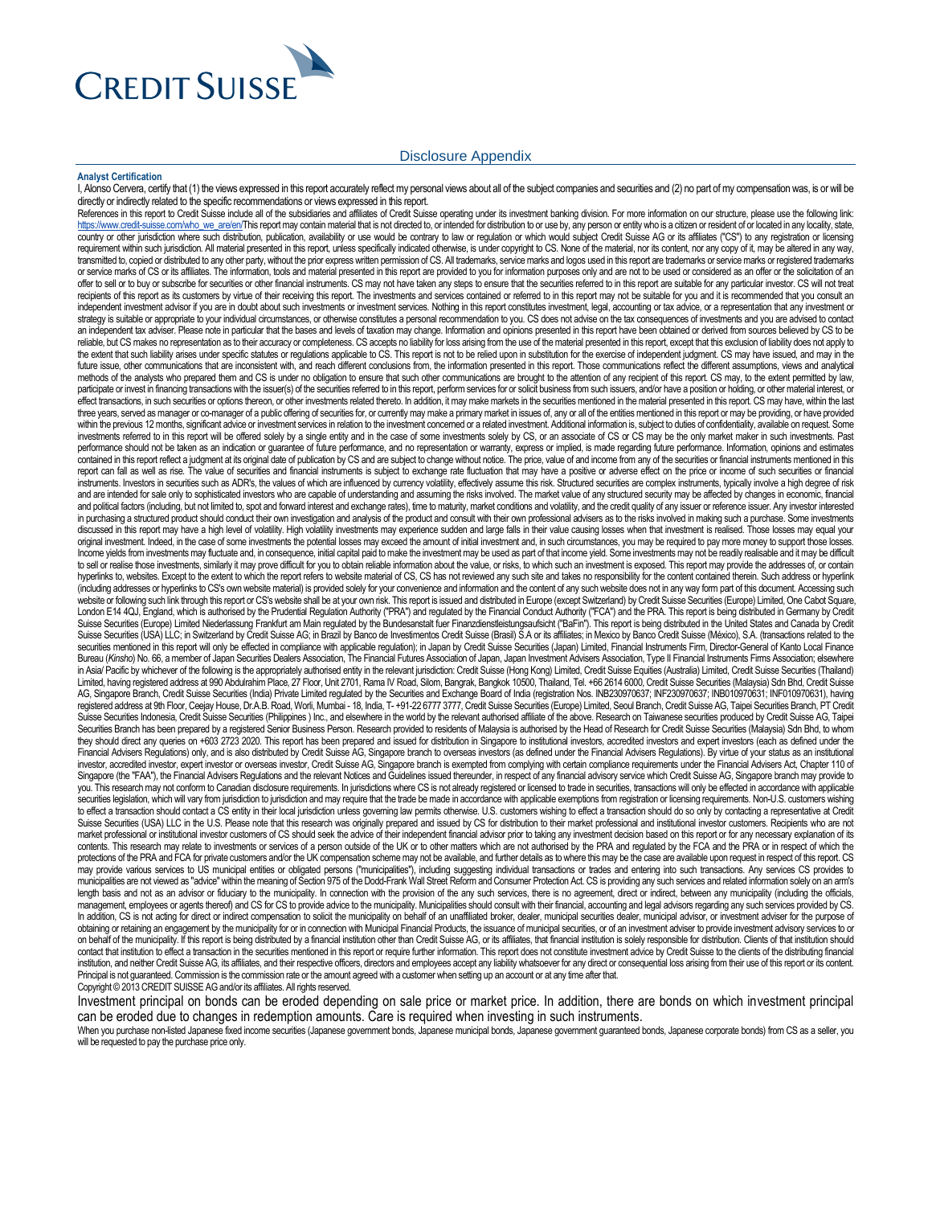CREDIT SUISSE

## Disclosure Appendix

**Analyst Certification**

I, Alonso Cervera, certify that (1) the views expressed in this report accurately reflect my personal views about all of the subject companies and securities and (2) no part of my compensation was, is or will be directly or indirectly related to the specific recommendations or views expressed in this report.

References in this report to Credit Suisse include all of the subsidiaries and affiliates of Credit Suisse operating under its investment banking division. For more information on our structure, please use the following link: https://www.credit-suisse.com/who_we_are/en/This report may contain material that is not directed to, or intended for distribution to or use by, any person or entity who is a citizen or resident of or located in any locality, state, country or other jurisdiction where such distribution, publication, availability or use would be contrary to law or regulation or which would subject Credit Suisse AG or its affiliates ("CS") to any registration or licensing requirement within such jurisdiction. All material presented in this report, unless specifically indicated otherwise, is under copyright to CS. None of the material, nor its content, nor any copy of it, may be altered in any way, transmitted to, copied or distributed to any other party, without the prior express written permission of CS. All trademarks, service marks and logos used in this report are trademarks or service marks or registered trademarks or service marks of CS or its affiliates. The information, tools and material presented in this report are provided to you for information purposes only and are not to be used or considered as an offer or the solicitation of an offer to sell or to buy or subscribe for securities or other financial instruments. CS may not have taken any steps to ensure that the securities referred to in this report are suitable for any particular investor. CS will not treat recipients of this report as its customers by virtue of their receiving this report. The investments and services contained or referred to in this report may not be suitable for you and it is recommended that you consult an independent investment advisor if you are in doubt about such investments or investment services. Nothing in this report constitutes investment, legal, accounting or tax advice, or a representation that any investment or strategy is suitable or appropriate to your individual circumstances, or otherwise constitutes a personal recommendation to you. CS does not advise on the tax consequences of investments and you are advised to contact an independent tax adviser. Please note in particular that the bases and levels of taxation may change. Information and opinions presented in this report have been obtained or derived from sources believed by CS to be reliable, but CS makes no representation as to their accuracy or completeness. CS accepts no liability for loss arising from the use of the material presented in this report, except that this exclusion of liability does not apply to the extent that such liability arises under specific statutes or regulations applicable to CS. This report is not to be relied upon in substitution for the exercise of independent judgment. CS may have issued, and may in the future issue, other communications that are inconsistent with, and reach different conclusions from, the information presented in this report. Those communications reflect the different assumptions, views and analytical methods of the analysts who prepared them and CS is under no obligation to ensure that such other communications are brought to the attention of any recipient of this report. CS may, to the extent permitted by law, participate or invest in financing transactions with the issuer(s) of the securities referred to in this report, perform services for or solicit business from such issuers, and/or have a position or holding, or other material interest, or effect transactions, in such securities or options thereon, or other investments related thereto. In addition, it may make markets in the securities mentioned in the material presented in this report. CS may have, within the last three years, served as manager or co-manager of a public offering of securities for, or currently may make a primary market in issues of, any or all of the entities mentioned in this report or may be providing, or have provided within the previous 12 months, significant advice or investment services in relation to the investment concerned or a related investment. Additional information is, subject to duties of confidentiality, available on request. Some investments referred to in this report will be offered solely by a single entity and in the case of some investments solely by CS, or an associate of CS or CS may be the only market maker in such investments. Past performance should not be taken as an indication or guarantee of future performance, and no representation or warranty, express or implied, is made regarding future performance. Information, opinions and estimates contained in this report reflect a judgment at its original date of publication by CS and are subject to change without notice. The price, value of and income from any of the securities or financial instruments mentioned in this report can fall as well as rise. The value of securities and financial instruments is subject to exchange rate fluctuation that may have a positive or adverse effect on the price or income of such securities or financial instruments. Investors in securities such as ADR's, the values of which are influenced by currency volatility, effectively assume this risk. Structured securities are complex instruments, typically involve a high degree of risk and are intended for sale only to sophisticated investors who are capable of understanding and assuming the risks involved. The market value of any structured security may be affected by changes in economic, financial and political factors (including, but not limited to, spot and forward interest and exchange rates), time to maturity, market conditions and volatility, and the credit quality of any issuer or reference issuer. Any investor interested in purchasing a structured product should conduct their own investigation and analysis of the product and consult with their own professional advisers as to the risks involved in making such a purchase. Some investments discussed in this report may have a high level of volatility. High volatility investments may experience sudden and large falls in their value causing losses when that investment is realised. Those losses may equal your original investment. Indeed, in the case of some investments the potential losses may exceed the amount of initial investment and, in such circumstances, you may be required to pay more money to support those losses. Income yields from investments may fluctuate and, in consequence, initial capital paid to make the investment may be used as part of that income yield. Some investments may not be readily realisable and it may be difficult to sell or realise those investments, similarly it may prove difficult for you to obtain reliable information about the value, or risks, to which such an investment is exposed. This report may provide the addresses of, or contain hyperlinks to, websites. Except to the extent to which the report refers to website material of CS, CS has not reviewed any such site and takes no responsibility for the content contained therein. Such address or hyperlink (including addresses or hyperlinks to CS's own website material) is provided solely for your convenience and information and the content of any such website does not in any way form part of this document. Accessing such website or following such link through this report or CS's website shall be at your own risk. This report is issued and distributed in Europe (except Switzerland) by Credit Suisse Securities (Europe) Limited, One Cabot Square, London E14 4QJ, England, which is authorised by the Prudential Regulation Authority ("PRA") and regulated by the Financial Conduct Authority ("FCA") and the PRA. This report is being distributed in Germany by Credit Suisse Securities (Europe) Limited Niederlassung Frankfurt am Main regulated by the Bundesanstalt fuer Finanzdienstleistungsaufsicht ("BaFin"). This report is being distributed in the United States and Canada by Credit Suisse Securities (USA) LLC; in Switzerland by Credit Suisse AG; in Brazil by Banco de Investimentos Credit Suisse (Brasil) S.A or its affiliates; in Mexico by Banco Credit Suisse (México), S.A. (transactions related to the securities mentioned in this report will only be effected in compliance with applicable regulation); in Japan by Credit Suisse Securities (Japan) Limited, Financial Instruments Firm, Director-General of Kanto Local Finance Bureau (*Kinsho*) No. 66, a member of Japan Securities Dealers Association, The Financial Futures Association of Japan, Japan Investment Advisers Association, Type II Financial Instruments Firms Association; elsewhere in Asia/ Pacific by whichever of the following is the appropriately authorised entity in the relevant jurisdiction: Credit Suisse (Hong Kong) Limited, Credit Suisse Equities (Australia) Limited, Credit Suisse Securities (Thailand) Limited, having registered address at 990 Abdulrahim Place, 27 Floor, Unit 2701, Rama IV Road, Silom, Bangrak, Bangkok 10500, Thailand, Tel. +66 2614 6000, Credit Suisse Securities (Malaysia) Sdn Bhd, Credit Suisse AG, Singapore Branch, Credit Suisse Securities (India) Private Limited regulated by the Securities and Exchange Board of India (registration Nos. INB230970637; INF230970637; INB010970631; INF010970631), having registered address at 9th Floor, Ceejay House, Dr.A.B. Road, Worli, Mumbai - 18, India, T- +91-22 6777 3777, Credit Suisse Securities (Europe) Limited, Seoul Branch, Credit Suisse AG, Taipei Securities Branch, PT Credit Suisse Securities Indonesia, Credit Suisse Securities (Philippines ) Inc., and elsewhere in the world by the relevant authorised affiliate of the above. Research on Taiwanese securities produced by Credit Suisse AG, Taipei Securities Branch has been prepared by a registered Senior Business Person. Research provided to residents of Malaysia is authorised by the Head of Research for Credit Suisse Securities (Malaysia) Sdn Bhd, to whom they should direct any queries on +603 2723 2020. This report has been prepared and issued for distribution in Singapore to institutional investors, accredited investors and expert investors (each as defined under the Financial Advisers Regulations) only, and is also distributed by Credit Suisse AG, Singapore branch to overseas investors (as defined under the Financial Advisers Regulations). By virtue of your status as an institutional investor, accredited investor, expert investor or overseas investor, Credit Suisse AG, Singapore branch is exempted from complying with certain compliance requirements under the Financial Advisers Act, Chapter 110 of Singapore (the "FAA"), the Financial Advisers Regulations and the relevant Notices and Guidelines issued thereunder, in respect of any financial advisory service which Credit Suisse AG, Singapore branch may provide to you. This research may not conform to Canadian disclosure requirements. In jurisdictions where CS is not already registered or licensed to trade in securities, transactions will only be effected in accordance with applicable securities legislation, which will vary from jurisdiction to jurisdiction and may require that the trade be made in accordance with applicable exemptions from registration or licensing requirements. Non-U.S. customers wishing to effect a transaction should contact a CS entity in their local jurisdiction unless governing law permits otherwise. U.S. customers wishing to effect a transaction should do so only by contacting a representative at Credit Suisse Securities (USA) LLC in the U.S. Please note that this research was originally prepared and issued by CS for distribution to their market professional and institutional investor customers. Recipients who are not market professional or institutional investor customers of CS should seek the advice of their independent financial advisor prior to taking any investment decision based on this report or for any necessary explanation of its contents. This research may relate to investments or services of a person outside of the UK or to other matters which are not authorised by the PRA and regulated by the FCA and the PRA or in respect of which the protections of the PRA and FCA for private customers and/or the UK compensation scheme may not be available, and further details as to where this may be the case are available upon request in respect of this report. CS may provide various services to US municipal entities or obligated persons ("municipalities"), including suggesting individual transactions or trades and entering into such transactions. Any services CS provides to municipalities are not viewed as "advice" within the meaning of Section 975 of the Dodd-Frank Wall Street Reform and Consumer Protection Act. CS is providing any such services and related information solely on an arm's length basis and not as an advisor or fiduciary to the municipality. In connection with the provision of the any such services, there is no agreement, direct or indirect, between any municipality (including the officials, management, employees or agents thereof) and CS for CS to provide advice to the municipality. Municipalities should consult with their financial, accounting and legal advisors regarding any such services provided by CS. In addition, CS is not acting for direct or indirect compensation to solicit the municipality on behalf of an unaffiliated broker, dealer, municipal securities dealer, municipal advisor, or investment adviser for the purpose of obtaining or retaining an engagement by the municipality for or in connection with Municipal Financial Products, the issuance of municipal securities, or of an investment adviser to provide investment advisory services to or on behalf of the municipality. If this report is being distributed by a financial institution other than Credit Suisse AG, or its affiliates, that financial institution is solely responsible for distribution. Clients of that institution should contact that institution to effect a transaction in the securities mentioned in this report or require further information. This report does not constitute investment advice by Credit Suisse to the clients of the distributing financial institution, and neither Credit Suisse AG, its affiliates, and their respective officers, directors and employees accept any liability whatsoever for any direct or consequential loss arising from their use of this report or its content. Principal is not guaranteed. Commission is the commission rate or the amount agreed with a customer when setting up an account or at any time after that.

Copyright © 2013 CREDIT SUISSE AG and/or its affiliates. All rights reserved.

Investment principal on bonds can be eroded depending on sale price or market price. In addition, there are bonds on which investment principal can be eroded due to changes in redemption amounts. Care is required when investing in such instruments.

When you purchase non-listed Japanese fixed income securities (Japanese government bonds, Japanese municipal bonds, Japanese government guaranteed bonds, Japanese corporate bonds) from CS as a seller, you will be requested to pay the purchase price only.